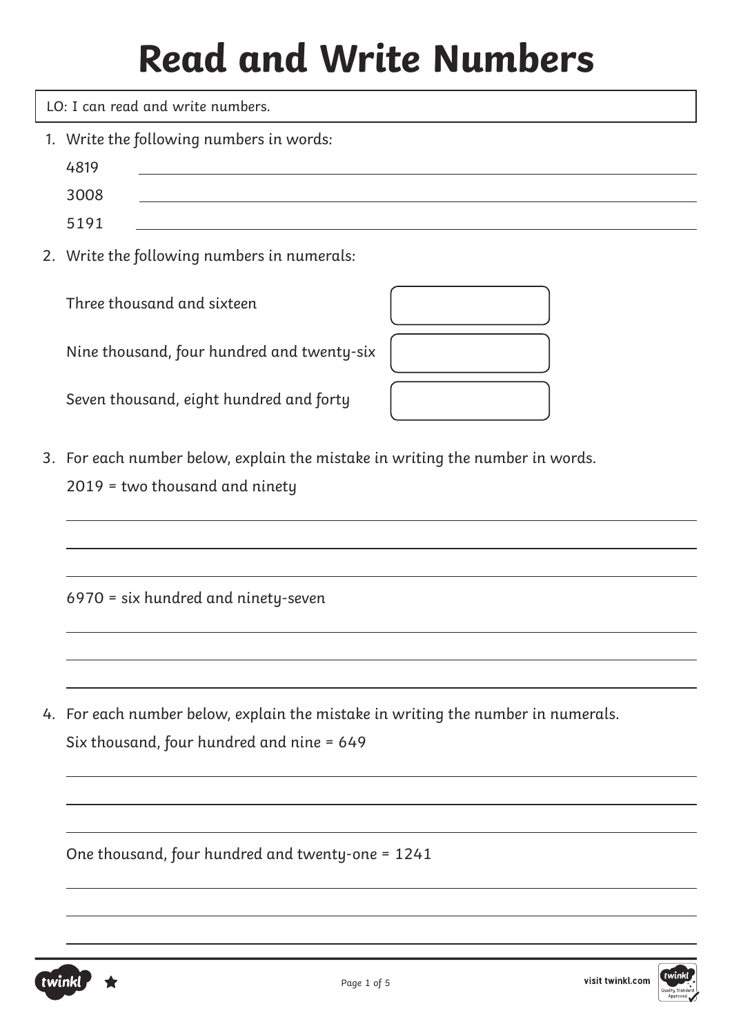# Read and Write Numbers

LO: I can read and write numbers.

1. Write the following numbers in words:

   4819 \_\_\_\_\_\_\_\_\_\_\_\_\_\_\_\_\_\_\_\_\_\_\_\_\_\_\_\_\_\_

   3008 \_\_\_\_\_\_\_\_\_\_\_\_\_\_\_\_\_\_\_\_\_\_\_\_\_\_\_\_\_\_

   5191 \_\_\_\_\_\_\_\_\_\_\_\_\_\_\_\_\_\_\_\_\_\_\_\_\_\_\_\_\_\_

2. Write the following numbers in numerals:

   Three thousand and sixteen

   Nine thousand, four hundred and twenty-six

   Seven thousand, eight hundred and forty

3. For each number below, explain the mistake in writing the number in words.

   2019 = two thousand and ninety

   6970 = six hundred and ninety-seven

4. For each number below, explain the mistake in writing the number in numerals.

   Six thousand, four hundred and nine = 649

   One thousand, four hundred and twenty-one = 1241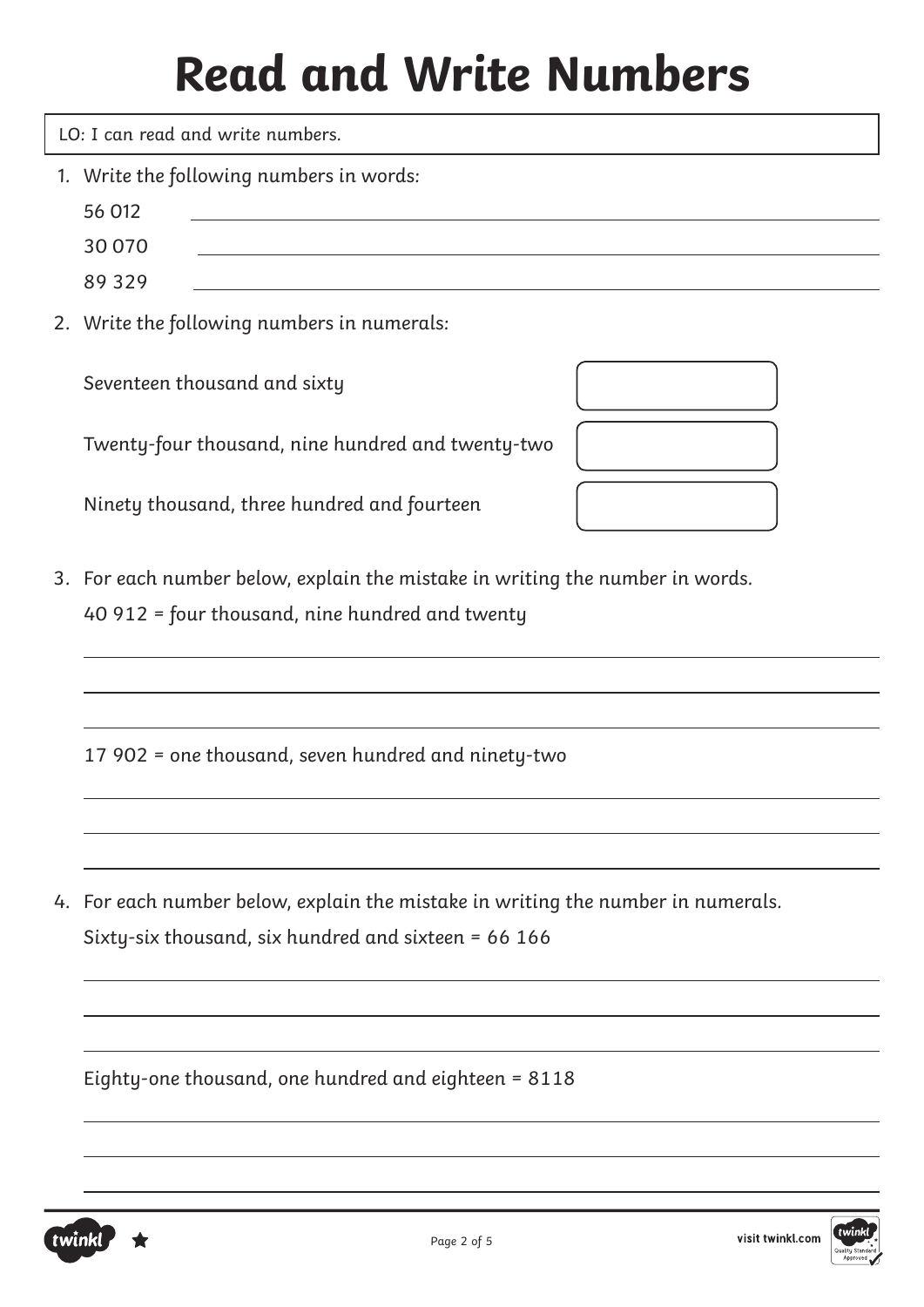# Read and Write Numbers

LO: I can read and write numbers.

1. Write the following numbers in words:

   56 012 ______________________________

   30 070 ______________________________

   89 329 ______________________________

2. Write the following numbers in numerals:

   Seventeen thousand and sixty ☐

   Twenty-four thousand, nine hundred and twenty-two ☐

   Ninety thousand, three hundred and fourteen ☐

3. For each number below, explain the mistake in writing the number in words.

   40 912 = four thousand, nine hundred and twenty

   ______________________________

   ______________________________

   ______________________________

   17 902 = one thousand, seven hundred and ninety-two

   ______________________________

   ______________________________

   ______________________________

4. For each number below, explain the mistake in writing the number in numerals.

   Sixty-six thousand, six hundred and sixteen = 66 166

   ______________________________

   ______________________________

   ______________________________

   Eighty-one thousand, one hundred and eighteen = 8118

   ______________________________

   ______________________________

   ______________________________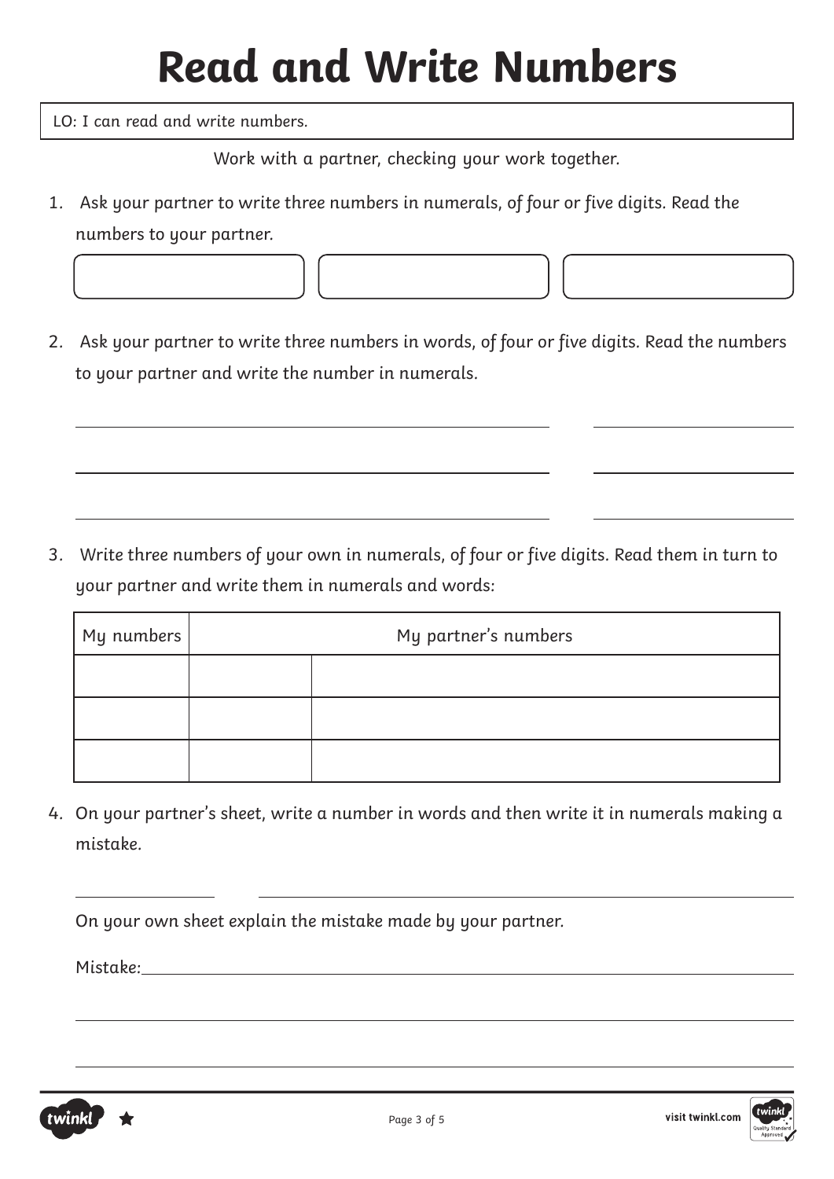# Read and Write Numbers

LO: I can read and write numbers.

Work with a partner, checking your work together.

1. Ask your partner to write three numbers in numerals, of four or five digits. Read the numbers to your partner.

2. Ask your partner to write three numbers in words, of four or five digits. Read the numbers to your partner and write the number in numerals.

3. Write three numbers of your own in numerals, of four or five digits. Read them in turn to your partner and write them in numerals and words:

| My numbers | My partner's numbers | |
|---|---|---|
| | | |
| | | |
| | | |

4. On your partner's sheet, write a number in words and then write it in numerals making a mistake.

   On your own sheet explain the mistake made by your partner.

   Mistake: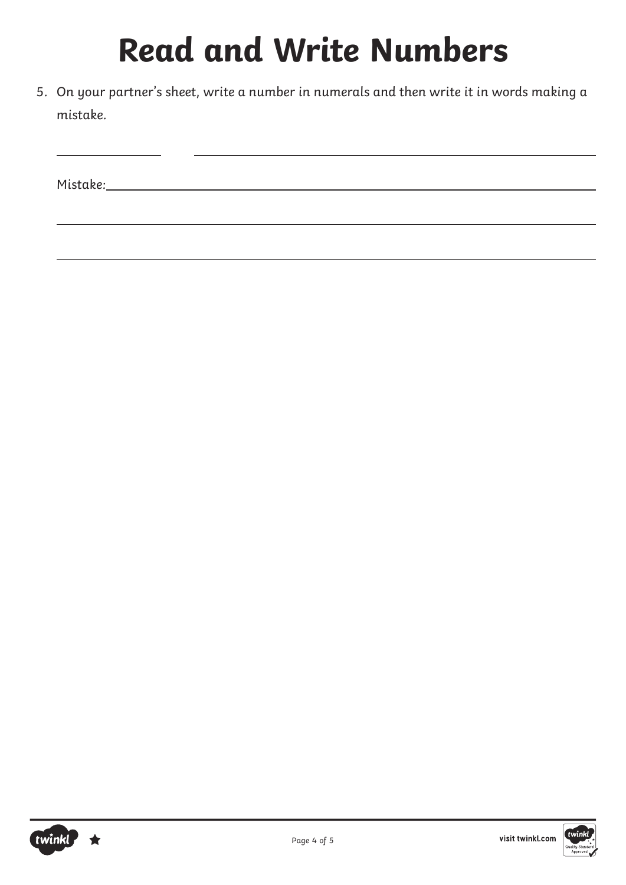# Read and Write Numbers

5. On your partner's sheet, write a number in numerals and then write it in words making a mistake.

_______________ _______________________________________________

Mistake: _______________________________________________

_______________________________________________________________

_______________________________________________________________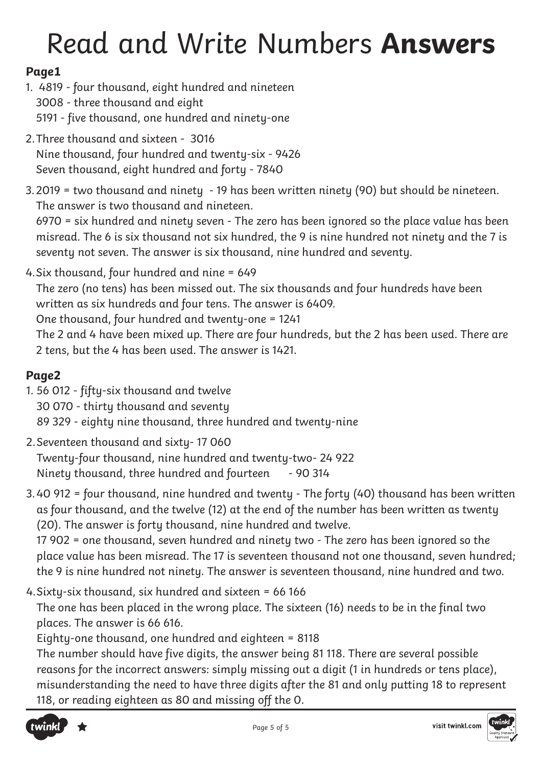# Read and Write Numbers **Answers**

### Page1

1. 4819 - four thousand, eight hundred and nineteen
   3008 - three thousand and eight
   5191 - five thousand, one hundred and ninety-one
2. Three thousand and sixteen - 3016
   Nine thousand, four hundred and twenty-six - 9426
   Seven thousand, eight hundred and forty - 7840
3. 2019 = two thousand and ninety - 19 has been written ninety (90) but should be nineteen. The answer is two thousand and nineteen.
   6970 = six hundred and ninety seven - The zero has been ignored so the place value has been misread. The 6 is six thousand not six hundred, the 9 is nine hundred not ninety and the 7 is seventy not seven. The answer is six thousand, nine hundred and seventy.
4. Six thousand, four hundred and nine = 649
   The zero (no tens) has been missed out. The six thousands and four hundreds have been written as six hundreds and four tens. The answer is 6409.
   One thousand, four hundred and twenty-one = 1241
   The 2 and 4 have been mixed up. There are four hundreds, but the 2 has been used. There are 2 tens, but the 4 has been used. The answer is 1421.

### Page2

1. 56 012 - fifty-six thousand and twelve
   30 070 - thirty thousand and seventy
   89 329 - eighty nine thousand, three hundred and twenty-nine
2. Seventeen thousand and sixty- 17 060
   Twenty-four thousand, nine hundred and twenty-two- 24 922
   Ninety thousand, three hundred and fourteen - 90 314
3. 40 912 = four thousand, nine hundred and twenty - The forty (40) thousand has been written as four thousand, and the twelve (12) at the end of the number has been written as twenty (20). The answer is forty thousand, nine hundred and twelve.
   17 902 = one thousand, seven hundred and ninety two - The zero has been ignored so the place value has been misread. The 17 is seventeen thousand not one thousand, seven hundred; the 9 is nine hundred not ninety. The answer is seventeen thousand, nine hundred and two.
4. Sixty-six thousand, six hundred and sixteen = 66 166
   The one has been placed in the wrong place. The sixteen (16) needs to be in the final two places. The answer is 66 616.
   Eighty-one thousand, one hundred and eighteen = 8118
   The number should have five digits, the answer being 81 118. There are several possible reasons for the incorrect answers: simply missing out a digit (1 in hundreds or tens place), misunderstanding the need to have three digits after the 81 and only putting 18 to represent 118, or reading eighteen as 80 and missing off the 0.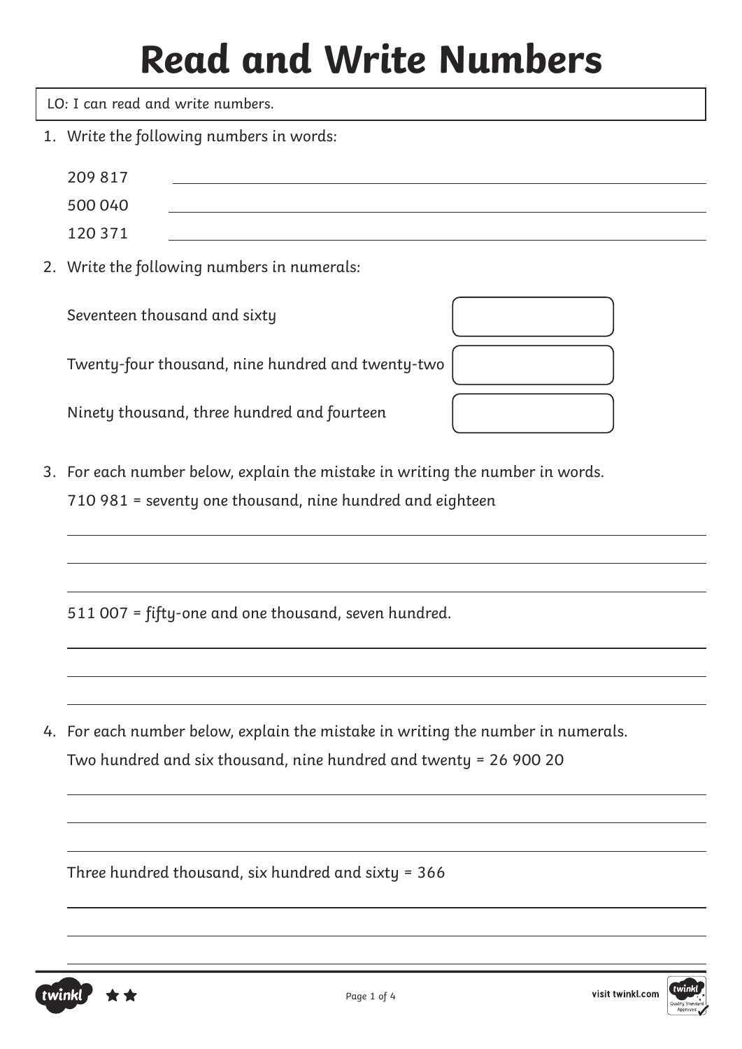# Read and Write Numbers

LO: I can read and write numbers.

1. Write the following numbers in words:

   209 817 \_\_\_\_\_\_\_\_\_\_\_\_\_\_\_\_\_\_\_\_\_\_\_\_\_\_\_\_\_\_\_\_

   500 040 \_\_\_\_\_\_\_\_\_\_\_\_\_\_\_\_\_\_\_\_\_\_\_\_\_\_\_\_\_\_\_\_

   120 371 \_\_\_\_\_\_\_\_\_\_\_\_\_\_\_\_\_\_\_\_\_\_\_\_\_\_\_\_\_\_\_\_

2. Write the following numbers in numerals:

   Seventeen thousand and sixty

   Twenty-four thousand, nine hundred and twenty-two

   Ninety thousand, three hundred and fourteen

3. For each number below, explain the mistake in writing the number in words.

   710 981 = seventy one thousand, nine hundred and eighteen

   511 007 = fifty-one and one thousand, seven hundred.

4. For each number below, explain the mistake in writing the number in numerals.

   Two hundred and six thousand, nine hundred and twenty = 26 900 20

   Three hundred thousand, six hundred and sixty = 366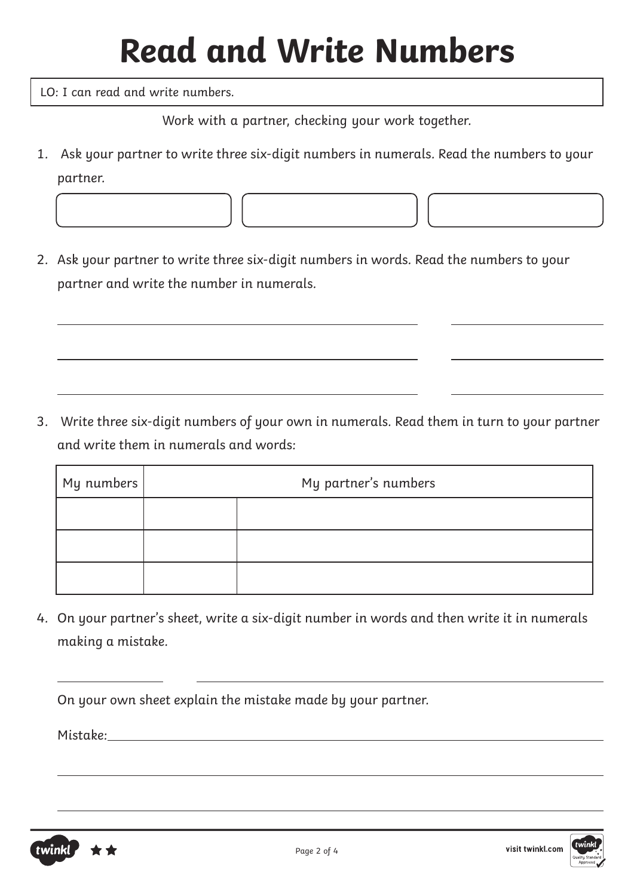# Read and Write Numbers

LO: I can read and write numbers.

Work with a partner, checking your work together.

1. Ask your partner to write three six-digit numbers in numerals. Read the numbers to your partner.

| | | |
|---|---|---|
| | | |

2. Ask your partner to write three six-digit numbers in words. Read the numbers to your partner and write the number in numerals.

_______________________________________ _______________

_______________________________________ _______________

_______________________________________ _______________

3. Write three six-digit numbers of your own in numerals. Read them in turn to your partner and write them in numerals and words:

| My numbers | My partner's numbers | |
|---|---|---|
| | | |
| | | |
| | | |

4. On your partner's sheet, write a six-digit number in words and then write it in numerals making a mistake.

_______________ _______________________________________

On your own sheet explain the mistake made by your partner.

Mistake: _______________________________________

_______________________________________

_______________________________________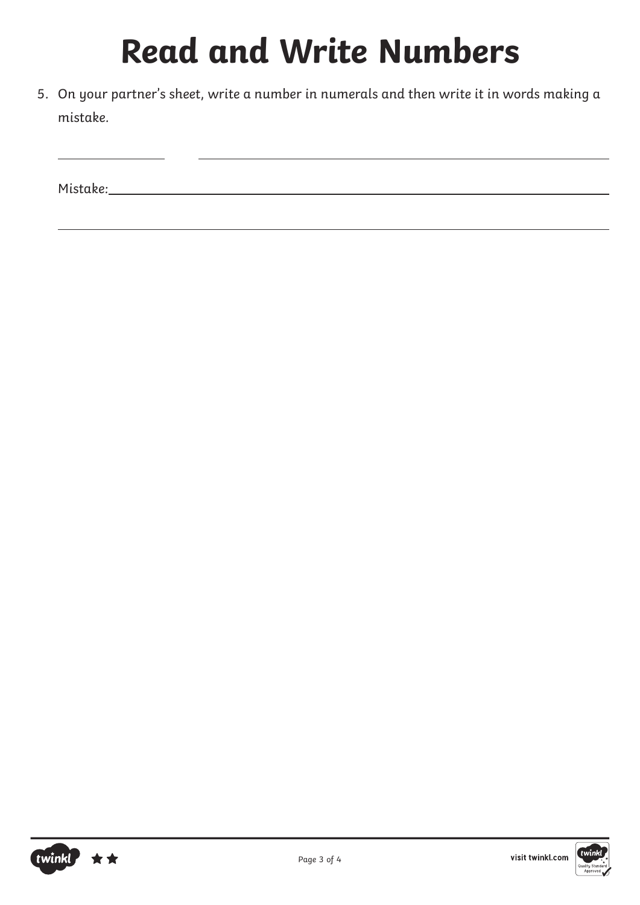# Read and Write Numbers

5. On your partner's sheet, write a number in numerals and then write it in words making a mistake.

______________ ______________________________________________

Mistake: ______________________________________________

______________________________________________________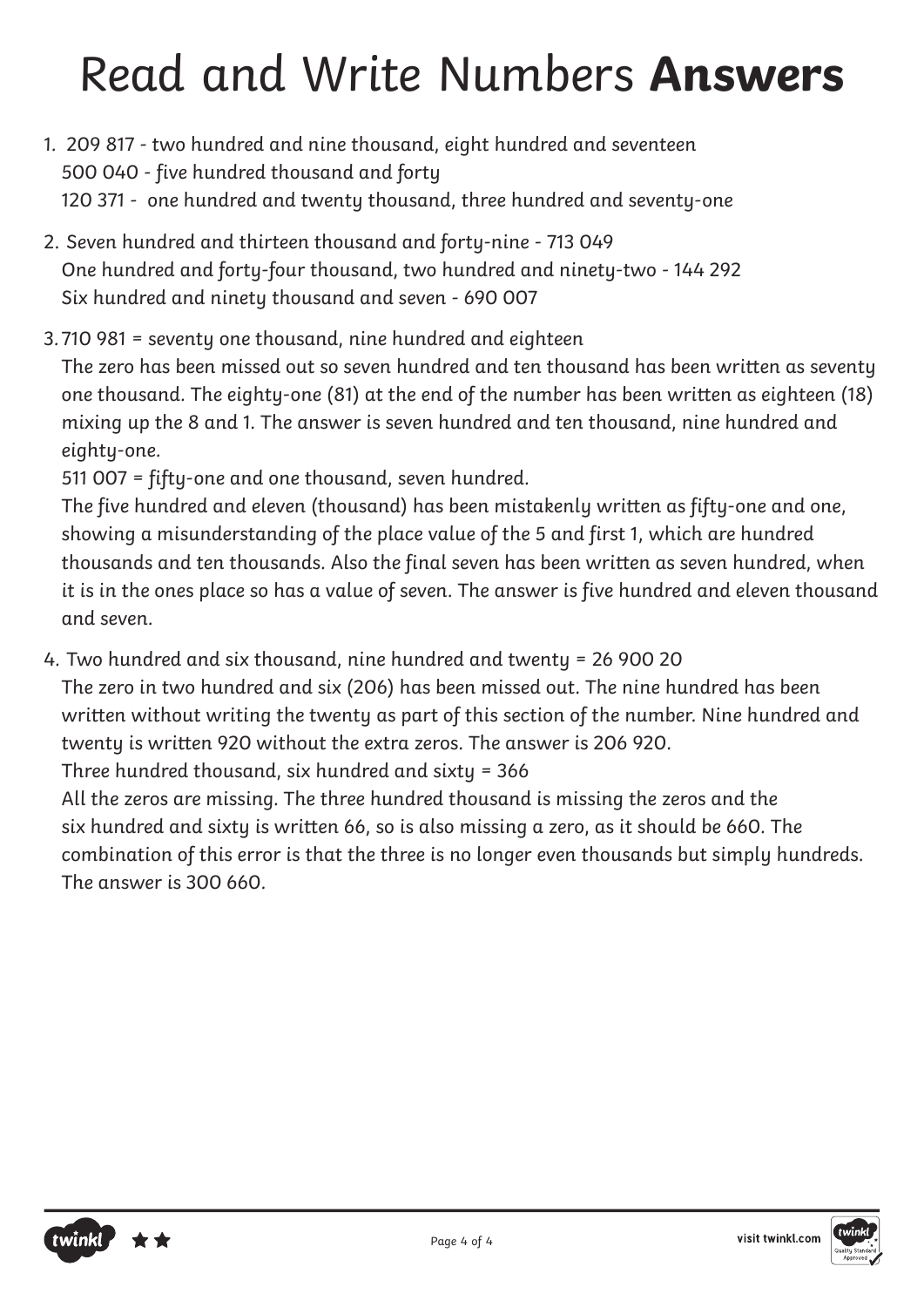# Read and Write Numbers **Answers**

1. 209 817 - two hundred and nine thousand, eight hundred and seventeen
   500 040 - five hundred thousand and forty
   120 371 - one hundred and twenty thousand, three hundred and seventy-one

2. Seven hundred and thirteen thousand and forty-nine - 713 049
   One hundred and forty-four thousand, two hundred and ninety-two - 144 292
   Six hundred and ninety thousand and seven - 690 007

3. 710 981 = seventy one thousand, nine hundred and eighteen
   The zero has been missed out so seven hundred and ten thousand has been written as seventy one thousand. The eighty-one (81) at the end of the number has been written as eighteen (18) mixing up the 8 and 1. The answer is seven hundred and ten thousand, nine hundred and eighty-one.
   511 007 = fifty-one and one thousand, seven hundred.
   The five hundred and eleven (thousand) has been mistakenly written as fifty-one and one, showing a misunderstanding of the place value of the 5 and first 1, which are hundred thousands and ten thousands. Also the final seven has been written as seven hundred, when it is in the ones place so has a value of seven. The answer is five hundred and eleven thousand and seven.

4. Two hundred and six thousand, nine hundred and twenty = 26 900 20
   The zero in two hundred and six (206) has been missed out. The nine hundred has been written without writing the twenty as part of this section of the number. Nine hundred and twenty is written 920 without the extra zeros. The answer is 206 920.
   Three hundred thousand, six hundred and sixty = 366
   All the zeros are missing. The three hundred thousand is missing the zeros and the six hundred and sixty is written 66, so is also missing a zero, as it should be 660. The combination of this error is that the three is no longer even thousands but simply hundreds. The answer is 300 660.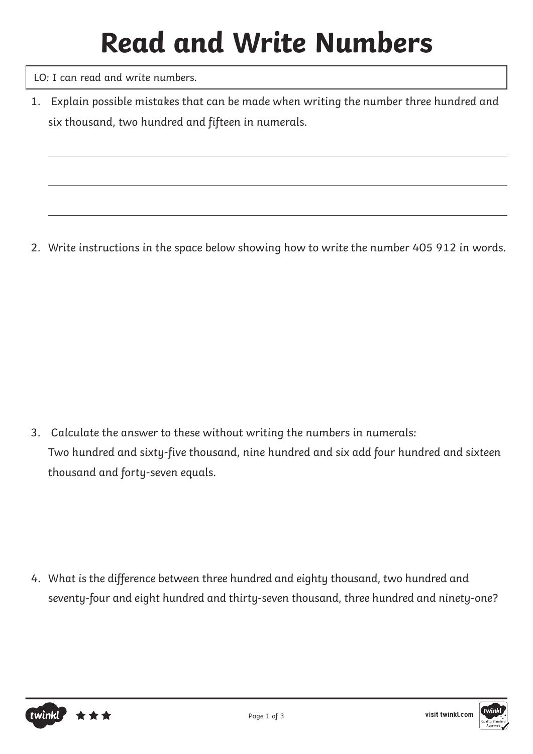# Read and Write Numbers

LO: I can read and write numbers.

1. Explain possible mistakes that can be made when writing the number three hundred and six thousand, two hundred and fifteen in numerals.

2. Write instructions in the space below showing how to write the number 405 912 in words.

3. Calculate the answer to these without writing the numbers in numerals:
   Two hundred and sixty-five thousand, nine hundred and six add four hundred and sixteen thousand and forty-seven equals.

4. What is the difference between three hundred and eighty thousand, two hundred and seventy-four and eight hundred and thirty-seven thousand, three hundred and ninety-one?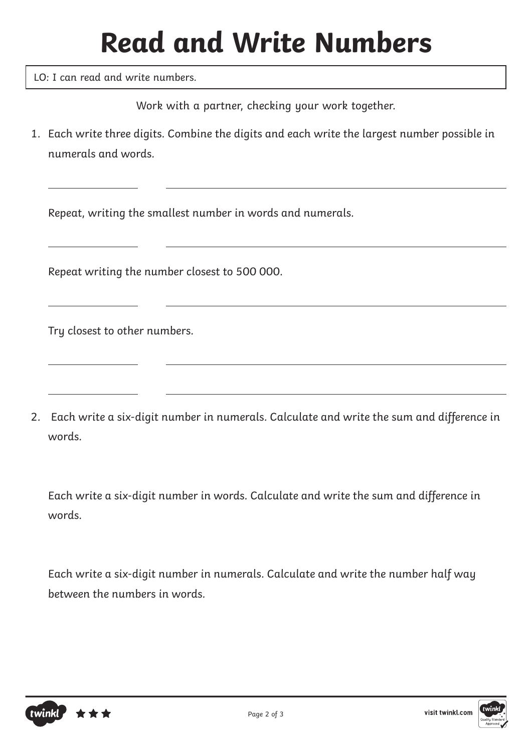# Read and Write Numbers

LO: I can read and write numbers.

Work with a partner, checking your work together.

1. Each write three digits. Combine the digits and each write the largest number possible in numerals and words.

   Repeat, writing the smallest number in words and numerals.

   Repeat writing the number closest to 500 000.

   Try closest to other numbers.

2. Each write a six-digit number in numerals. Calculate and write the sum and difference in words.

   Each write a six-digit number in words. Calculate and write the sum and difference in words.

   Each write a six-digit number in numerals. Calculate and write the number half way between the numbers in words.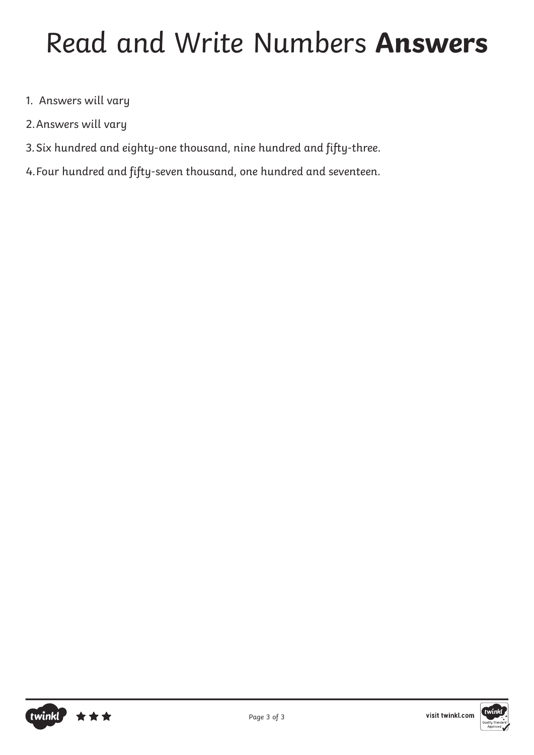# Read and Write Numbers **Answers**

1. Answers will vary
2. Answers will vary
3. Six hundred and eighty-one thousand, nine hundred and fifty-three.
4. Four hundred and fifty-seven thousand, one hundred and seventeen.